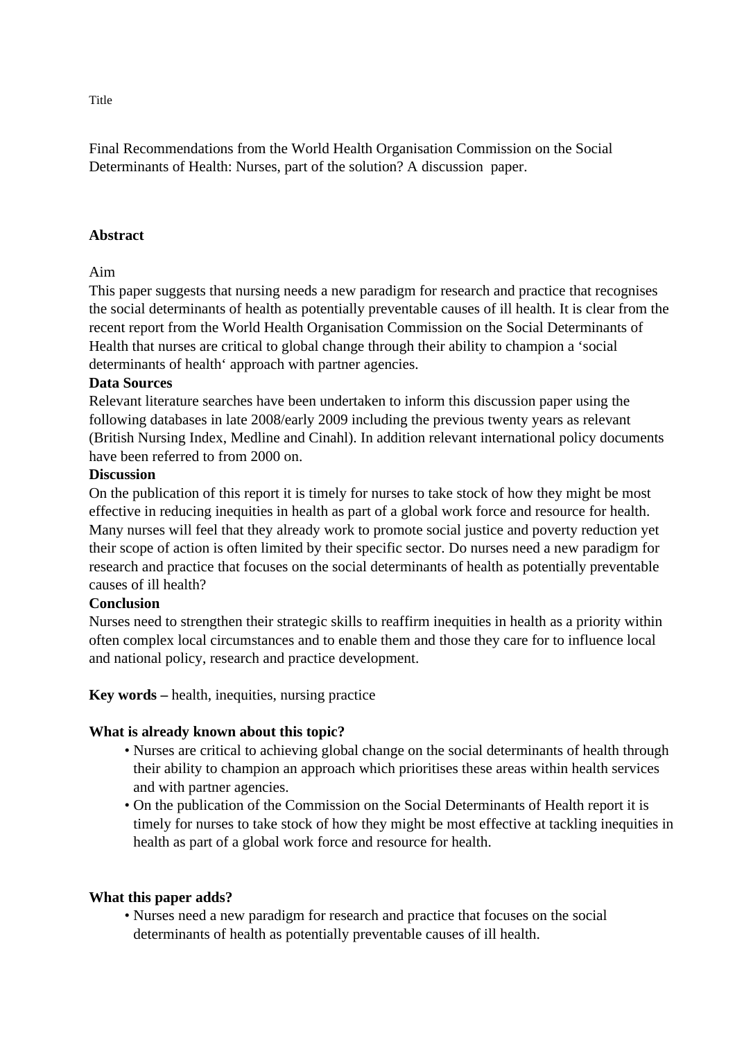Title

Final Recommendations from the World Health Organisation Commission on the Social Determinants of Health: Nurses, part of the solution? A discussion paper.

## Abstract

Aim

This paper suggests that nursing needs a new paradigm for research and practice that recognises the social determinants of health as potentially preventable causes of ill health. It is clear from the recent report from the World Health Organisation Commission on the Social Determinants of Health that nurses are critical to global change through their ability to champion a 'social determinants of health' approach with partner agencies.

**Data Sources**

Relevant literature searches have been undertaken to inform this discussion paper using the following databases in late 2008/early 2009 including the previous twenty years as relevant (British Nursing Index, Medline and Cinahl). In addition relevant international policy documents have been referred to from 2000 on.

**Discussion**

On the publication of this report it is timely for nurses to take stock of how they might be most effective in reducing inequities in health as part of a global work force and resource for health. Many nurses will feel that they already work to promote social justice and poverty reduction yet their scope of action is often limited by their specific sector. Do nurses need a new paradigm for research and practice that focuses on the social determinants of health as potentially preventable causes of ill health?

**Conclusion**

Nurses need to strengthen their strategic skills to reaffirm inequities in health as a priority within often complex local circumstances and to enable them and those they care for to influence local and national policy, research and practice development.

**Key words –** health, inequities, nursing practice

**What is already known about this topic?**

- Nurses are critical to achieving global change on the social determinants of health through their ability to champion an approach which prioritises these areas within health services and with partner agencies.
- On the publication of the Commission on the Social Determinants of Health report it is timely for nurses to take stock of how they might be most effective at tackling inequities in health as part of a global work force and resource for health.

**What this paper adds?**

- Nurses need a new paradigm for research and practice that focuses on the social determinants of health as potentially preventable causes of ill health.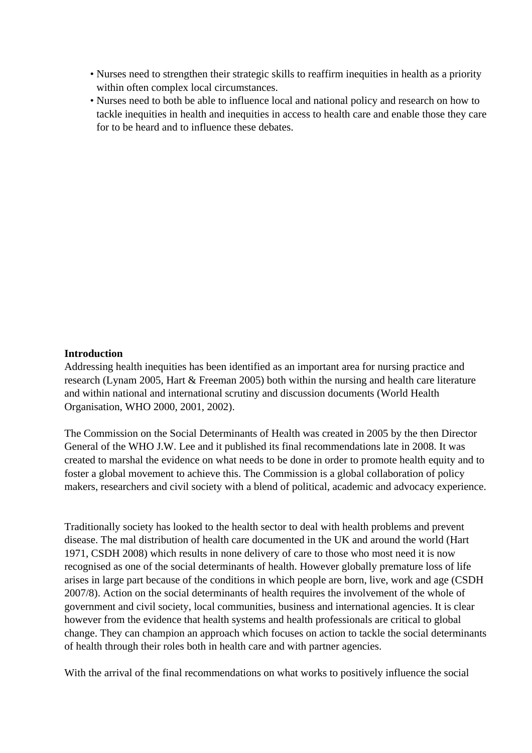- Nurses need to strengthen their strategic skills to reaffirm inequities in health as a priority within often complex local circumstances.
- Nurses need to both be able to influence local and national policy and research on how to tackle inequities in health and inequities in access to health care and enable those they care for to be heard and to influence these debates.

**Introduction**

Addressing health inequities has been identified as an important area for nursing practice and research (Lynam 2005, Hart & Freeman 2005) both within the nursing and health care literature and within national and international scrutiny and discussion documents (World Health Organisation, WHO 2000, 2001, 2002).

The Commission on the Social Determinants of Health was created in 2005 by the then Director General of the WHO J.W. Lee and it published its final recommendations late in 2008. It was created to marshal the evidence on what needs to be done in order to promote health equity and to foster a global movement to achieve this. The Commission is a global collaboration of policy makers, researchers and civil society with a blend of political, academic and advocacy experience.

Traditionally society has looked to the health sector to deal with health problems and prevent disease. The mal distribution of health care documented in the UK and around the world (Hart 1971, CSDH 2008) which results in none delivery of care to those who most need it is now recognised as one of the social determinants of health. However globally premature loss of life arises in large part because of the conditions in which people are born, live, work and age (CSDH 2007/8). Action on the social determinants of health requires the involvement of the whole of government and civil society, local communities, business and international agencies. It is clear however from the evidence that health systems and health professionals are critical to global change. They can champion an approach which focuses on action to tackle the social determinants of health through their roles both in health care and with partner agencies.

With the arrival of the final recommendations on what works to positively influence the social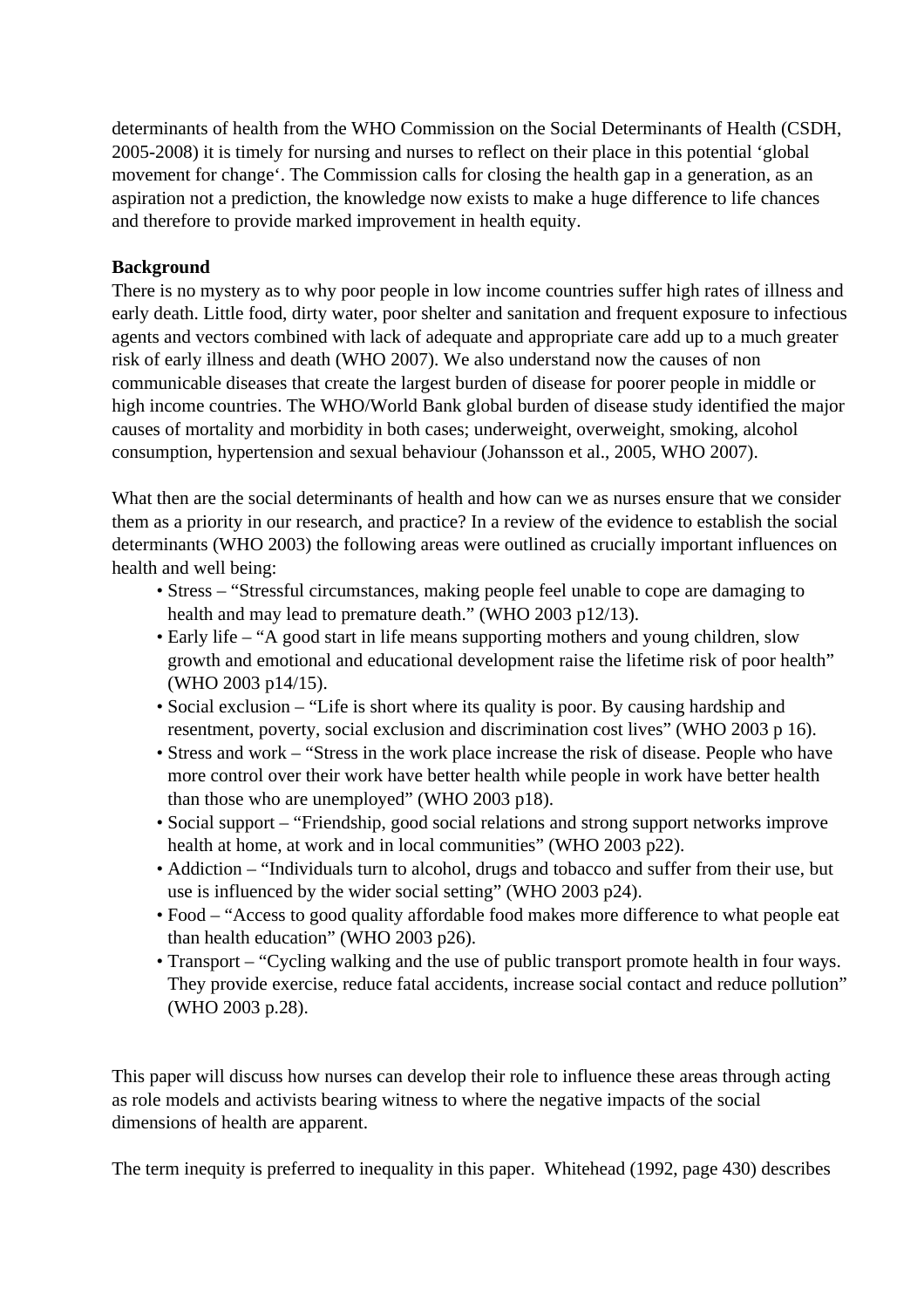determinants of health from the WHO Commission on the Social Determinants of Health (CSDH, 2005-2008) it is timely for nursing and nurses to reflect on their place in this potential 'global movement for change'. The Commission calls for closing the health gap in a generation, as an aspiration not a prediction, the knowledge now exists to make a huge difference to life chances and therefore to provide marked improvement in health equity.

**Background**

There is no mystery as to why poor people in low income countries suffer high rates of illness and early death. Little food, dirty water, poor shelter and sanitation and frequent exposure to infectious agents and vectors combined with lack of adequate and appropriate care add up to a much greater risk of early illness and death (WHO 2007). We also understand now the causes of non communicable diseases that create the largest burden of disease for poorer people in middle or high income countries. The WHO/World Bank global burden of disease study identified the major causes of mortality and morbidity in both cases; underweight, overweight, smoking, alcohol consumption, hypertension and sexual behaviour (Johansson et al., 2005, WHO 2007).

What then are the social determinants of health and how can we as nurses ensure that we consider them as a priority in our research, and practice? In a review of the evidence to establish the social determinants (WHO 2003) the following areas were outlined as crucially important influences on health and well being:

- Stress – "Stressful circumstances, making people feel unable to cope are damaging to health and may lead to premature death." (WHO 2003 p12/13).
- Early life – "A good start in life means supporting mothers and young children, slow growth and emotional and educational development raise the lifetime risk of poor health" (WHO 2003 p14/15).
- Social exclusion – "Life is short where its quality is poor. By causing hardship and resentment, poverty, social exclusion and discrimination cost lives" (WHO 2003 p 16).
- Stress and work – "Stress in the work place increase the risk of disease. People who have more control over their work have better health while people in work have better health than those who are unemployed" (WHO 2003 p18).
- Social support – "Friendship, good social relations and strong support networks improve health at home, at work and in local communities" (WHO 2003 p22).
- Addiction – "Individuals turn to alcohol, drugs and tobacco and suffer from their use, but use is influenced by the wider social setting" (WHO 2003 p24).
- Food – "Access to good quality affordable food makes more difference to what people eat than health education" (WHO 2003 p26).
- Transport – "Cycling walking and the use of public transport promote health in four ways. They provide exercise, reduce fatal accidents, increase social contact and reduce pollution" (WHO 2003 p.28).

This paper will discuss how nurses can develop their role to influence these areas through acting as role models and activists bearing witness to where the negative impacts of the social dimensions of health are apparent.

The term inequity is preferred to inequality in this paper. Whitehead (1992, page 430) describes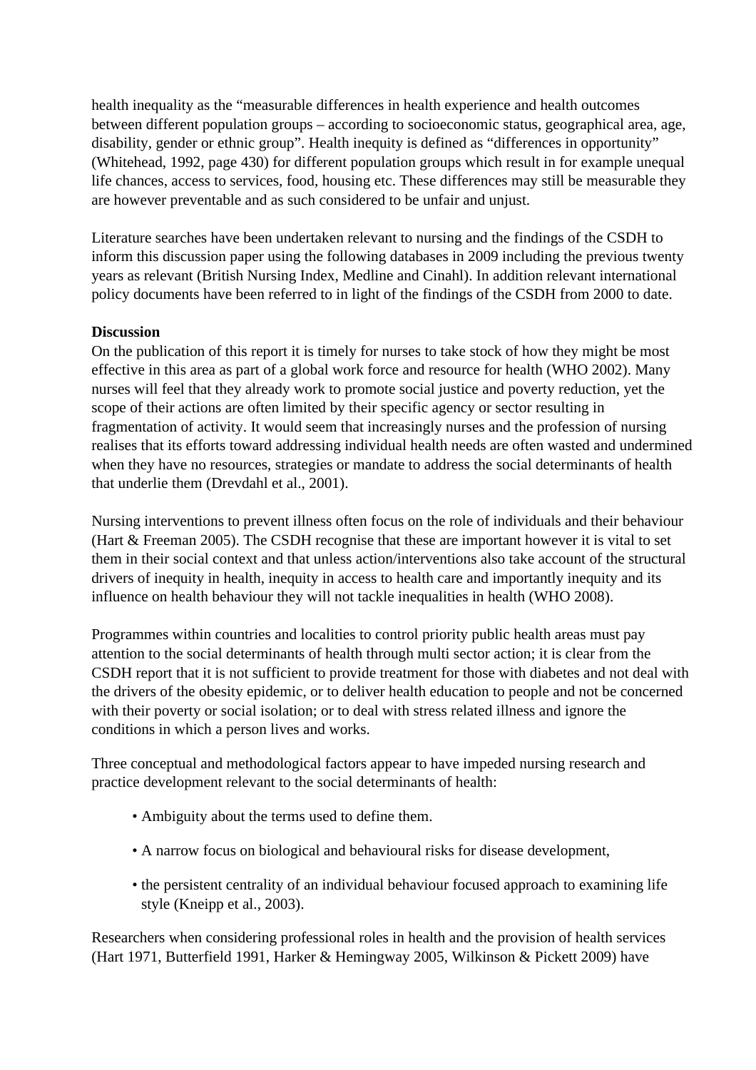health inequality as the "measurable differences in health experience and health outcomes between different population groups – according to socioeconomic status, geographical area, age, disability, gender or ethnic group". Health inequity is defined as "differences in opportunity" (Whitehead, 1992, page 430) for different population groups which result in for example unequal life chances, access to services, food, housing etc. These differences may still be measurable they are however preventable and as such considered to be unfair and unjust.

Literature searches have been undertaken relevant to nursing and the findings of the CSDH to inform this discussion paper using the following databases in 2009 including the previous twenty years as relevant (British Nursing Index, Medline and Cinahl). In addition relevant international policy documents have been referred to in light of the findings of the CSDH from 2000 to date.

**Discussion**

On the publication of this report it is timely for nurses to take stock of how they might be most effective in this area as part of a global work force and resource for health (WHO 2002). Many nurses will feel that they already work to promote social justice and poverty reduction, yet the scope of their actions are often limited by their specific agency or sector resulting in fragmentation of activity. It would seem that increasingly nurses and the profession of nursing realises that its efforts toward addressing individual health needs are often wasted and undermined when they have no resources, strategies or mandate to address the social determinants of health that underlie them (Drevdahl et al., 2001).

Nursing interventions to prevent illness often focus on the role of individuals and their behaviour (Hart & Freeman 2005). The CSDH recognise that these are important however it is vital to set them in their social context and that unless action/interventions also take account of the structural drivers of inequity in health, inequity in access to health care and importantly inequity and its influence on health behaviour they will not tackle inequalities in health (WHO 2008).

Programmes within countries and localities to control priority public health areas must pay attention to the social determinants of health through multi sector action; it is clear from the CSDH report that it is not sufficient to provide treatment for those with diabetes and not deal with the drivers of the obesity epidemic, or to deliver health education to people and not be concerned with their poverty or social isolation; or to deal with stress related illness and ignore the conditions in which a person lives and works.

Three conceptual and methodological factors appear to have impeded nursing research and practice development relevant to the social determinants of health:

- Ambiguity about the terms used to define them.
- A narrow focus on biological and behavioural risks for disease development,
- the persistent centrality of an individual behaviour focused approach to examining life style (Kneipp et al., 2003).

Researchers when considering professional roles in health and the provision of health services (Hart 1971, Butterfield 1991, Harker & Hemingway 2005, Wilkinson & Pickett 2009) have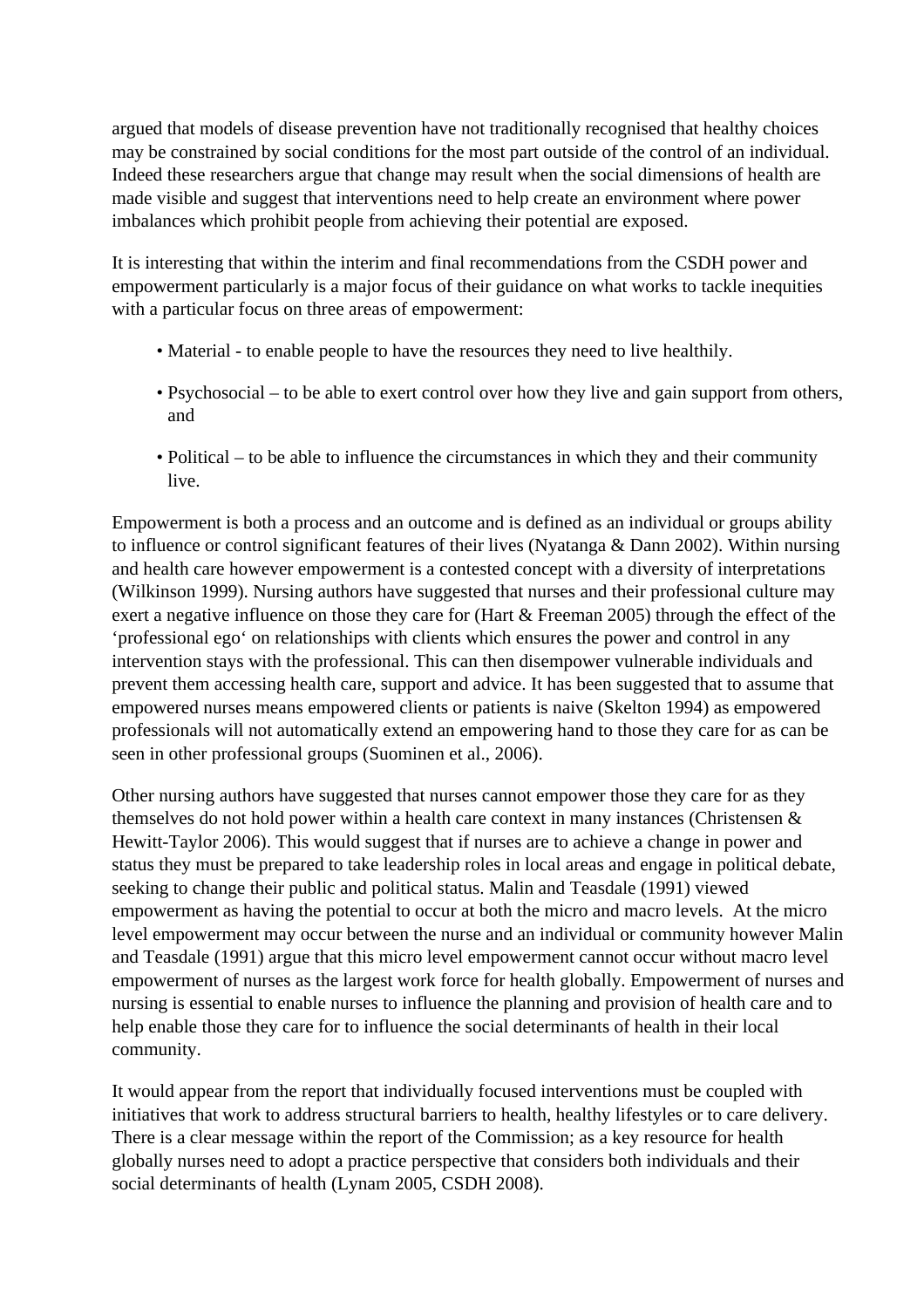argued that models of disease prevention have not traditionally recognised that healthy choices may be constrained by social conditions for the most part outside of the control of an individual. Indeed these researchers argue that change may result when the social dimensions of health are made visible and suggest that interventions need to help create an environment where power imbalances which prohibit people from achieving their potential are exposed.

It is interesting that within the interim and final recommendations from the CSDH power and empowerment particularly is a major focus of their guidance on what works to tackle inequities with a particular focus on three areas of empowerment:

- Material - to enable people to have the resources they need to live healthily.
- Psychosocial – to be able to exert control over how they live and gain support from others, and
- Political – to be able to influence the circumstances in which they and their community live.

Empowerment is both a process and an outcome and is defined as an individual or groups ability to influence or control significant features of their lives (Nyatanga & Dann 2002). Within nursing and health care however empowerment is a contested concept with a diversity of interpretations (Wilkinson 1999). Nursing authors have suggested that nurses and their professional culture may exert a negative influence on those they care for (Hart & Freeman 2005) through the effect of the 'professional ego' on relationships with clients which ensures the power and control in any intervention stays with the professional. This can then disempower vulnerable individuals and prevent them accessing health care, support and advice. It has been suggested that to assume that empowered nurses means empowered clients or patients is naive (Skelton 1994) as empowered professionals will not automatically extend an empowering hand to those they care for as can be seen in other professional groups (Suominen et al., 2006).

Other nursing authors have suggested that nurses cannot empower those they care for as they themselves do not hold power within a health care context in many instances (Christensen & Hewitt-Taylor 2006). This would suggest that if nurses are to achieve a change in power and status they must be prepared to take leadership roles in local areas and engage in political debate, seeking to change their public and political status. Malin and Teasdale (1991) viewed empowerment as having the potential to occur at both the micro and macro levels. At the micro level empowerment may occur between the nurse and an individual or community however Malin and Teasdale (1991) argue that this micro level empowerment cannot occur without macro level empowerment of nurses as the largest work force for health globally. Empowerment of nurses and nursing is essential to enable nurses to influence the planning and provision of health care and to help enable those they care for to influence the social determinants of health in their local community.

It would appear from the report that individually focused interventions must be coupled with initiatives that work to address structural barriers to health, healthy lifestyles or to care delivery. There is a clear message within the report of the Commission; as a key resource for health globally nurses need to adopt a practice perspective that considers both individuals and their social determinants of health (Lynam 2005, CSDH 2008).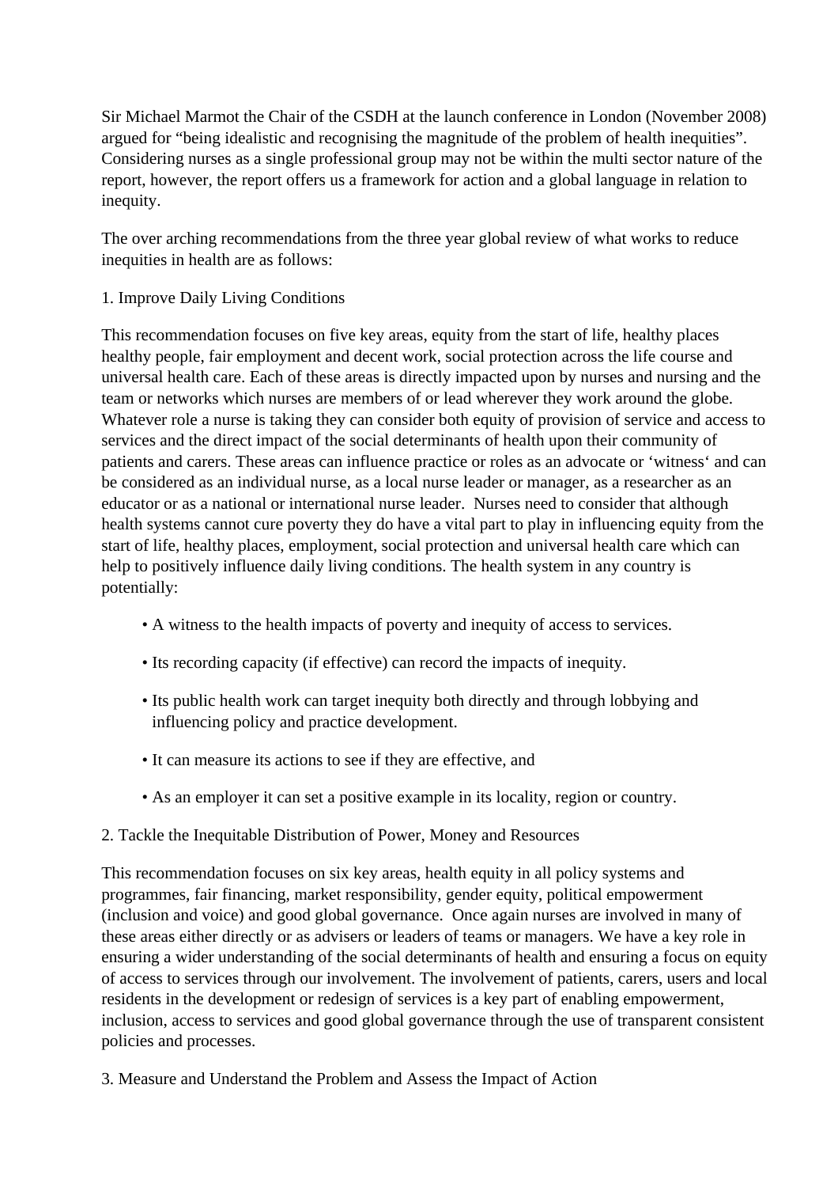Sir Michael Marmot the Chair of the CSDH at the launch conference in London (November 2008) argued for "being idealistic and recognising the magnitude of the problem of health inequities". Considering nurses as a single professional group may not be within the multi sector nature of the report, however, the report offers us a framework for action and a global language in relation to inequity.

The over arching recommendations from the three year global review of what works to reduce inequities in health are as follows:

1. Improve Daily Living Conditions

This recommendation focuses on five key areas, equity from the start of life, healthy places healthy people, fair employment and decent work, social protection across the life course and universal health care. Each of these areas is directly impacted upon by nurses and nursing and the team or networks which nurses are members of or lead wherever they work around the globe. Whatever role a nurse is taking they can consider both equity of provision of service and access to services and the direct impact of the social determinants of health upon their community of patients and carers. These areas can influence practice or roles as an advocate or 'witness' and can be considered as an individual nurse, as a local nurse leader or manager, as a researcher as an educator or as a national or international nurse leader. Nurses need to consider that although health systems cannot cure poverty they do have a vital part to play in influencing equity from the start of life, healthy places, employment, social protection and universal health care which can help to positively influence daily living conditions. The health system in any country is potentially:

- A witness to the health impacts of poverty and inequity of access to services.
- Its recording capacity (if effective) can record the impacts of inequity.
- Its public health work can target inequity both directly and through lobbying and influencing policy and practice development.
- It can measure its actions to see if they are effective, and
- As an employer it can set a positive example in its locality, region or country.

2. Tackle the Inequitable Distribution of Power, Money and Resources

This recommendation focuses on six key areas, health equity in all policy systems and programmes, fair financing, market responsibility, gender equity, political empowerment (inclusion and voice) and good global governance. Once again nurses are involved in many of these areas either directly or as advisers or leaders of teams or managers. We have a key role in ensuring a wider understanding of the social determinants of health and ensuring a focus on equity of access to services through our involvement. The involvement of patients, carers, users and local residents in the development or redesign of services is a key part of enabling empowerment, inclusion, access to services and good global governance through the use of transparent consistent policies and processes.

3. Measure and Understand the Problem and Assess the Impact of Action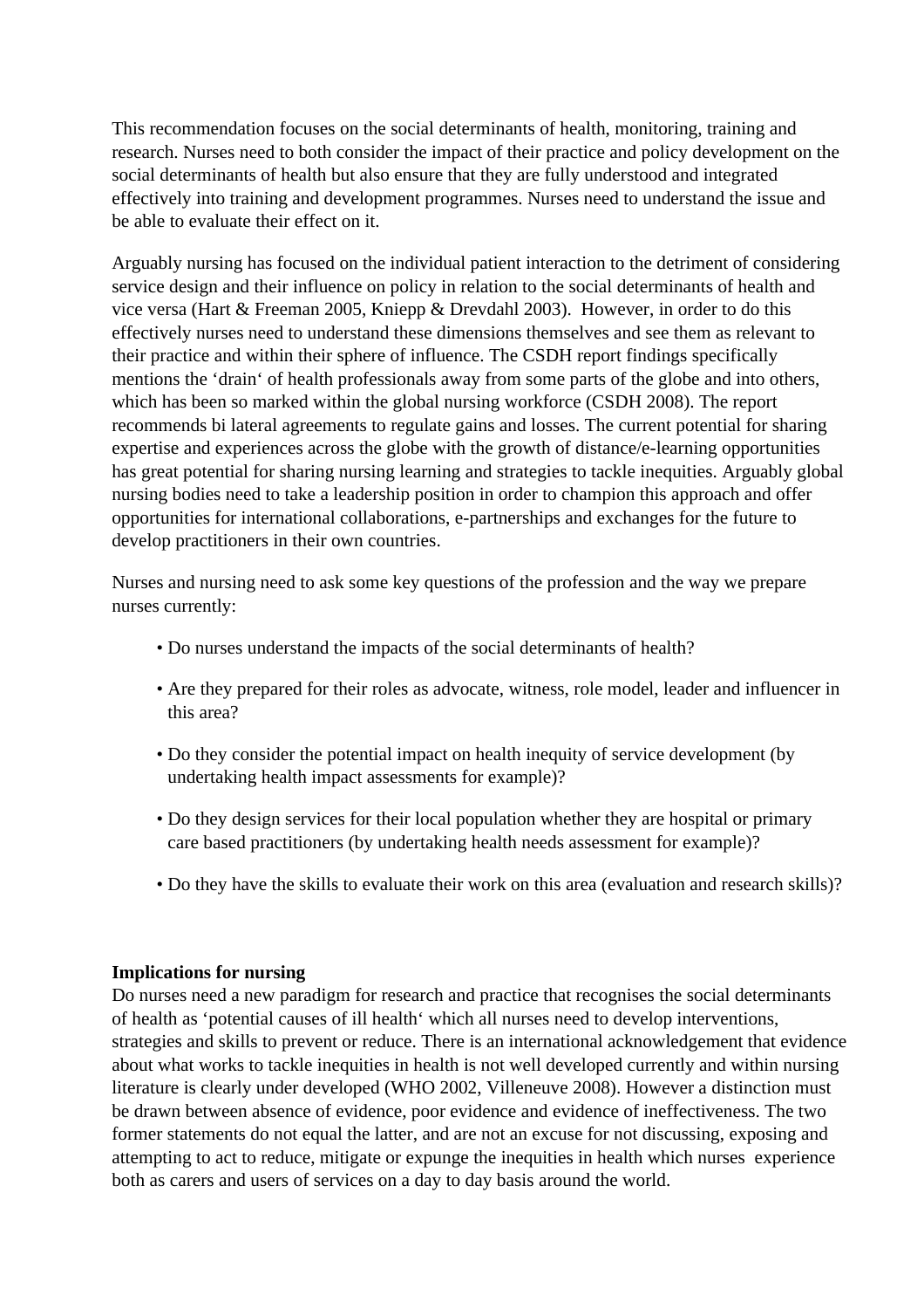This recommendation focuses on the social determinants of health, monitoring, training and research. Nurses need to both consider the impact of their practice and policy development on the social determinants of health but also ensure that they are fully understood and integrated effectively into training and development programmes. Nurses need to understand the issue and be able to evaluate their effect on it.

Arguably nursing has focused on the individual patient interaction to the detriment of considering service design and their influence on policy in relation to the social determinants of health and vice versa (Hart & Freeman 2005, Kniepp & Drevdahl 2003). However, in order to do this effectively nurses need to understand these dimensions themselves and see them as relevant to their practice and within their sphere of influence. The CSDH report findings specifically mentions the 'drain' of health professionals away from some parts of the globe and into others, which has been so marked within the global nursing workforce (CSDH 2008). The report recommends bi lateral agreements to regulate gains and losses. The current potential for sharing expertise and experiences across the globe with the growth of distance/e-learning opportunities has great potential for sharing nursing learning and strategies to tackle inequities. Arguably global nursing bodies need to take a leadership position in order to champion this approach and offer opportunities for international collaborations, e-partnerships and exchanges for the future to develop practitioners in their own countries.

Nurses and nursing need to ask some key questions of the profession and the way we prepare nurses currently:

- Do nurses understand the impacts of the social determinants of health?
- Are they prepared for their roles as advocate, witness, role model, leader and influencer in this area?
- Do they consider the potential impact on health inequity of service development (by undertaking health impact assessments for example)?
- Do they design services for their local population whether they are hospital or primary care based practitioners (by undertaking health needs assessment for example)?
- Do they have the skills to evaluate their work on this area (evaluation and research skills)?

**Implications for nursing**

Do nurses need a new paradigm for research and practice that recognises the social determinants of health as 'potential causes of ill health' which all nurses need to develop interventions, strategies and skills to prevent or reduce. There is an international acknowledgement that evidence about what works to tackle inequities in health is not well developed currently and within nursing literature is clearly under developed (WHO 2002, Villeneuve 2008). However a distinction must be drawn between absence of evidence, poor evidence and evidence of ineffectiveness. The two former statements do not equal the latter, and are not an excuse for not discussing, exposing and attempting to act to reduce, mitigate or expunge the inequities in health which nurses experience both as carers and users of services on a day to day basis around the world.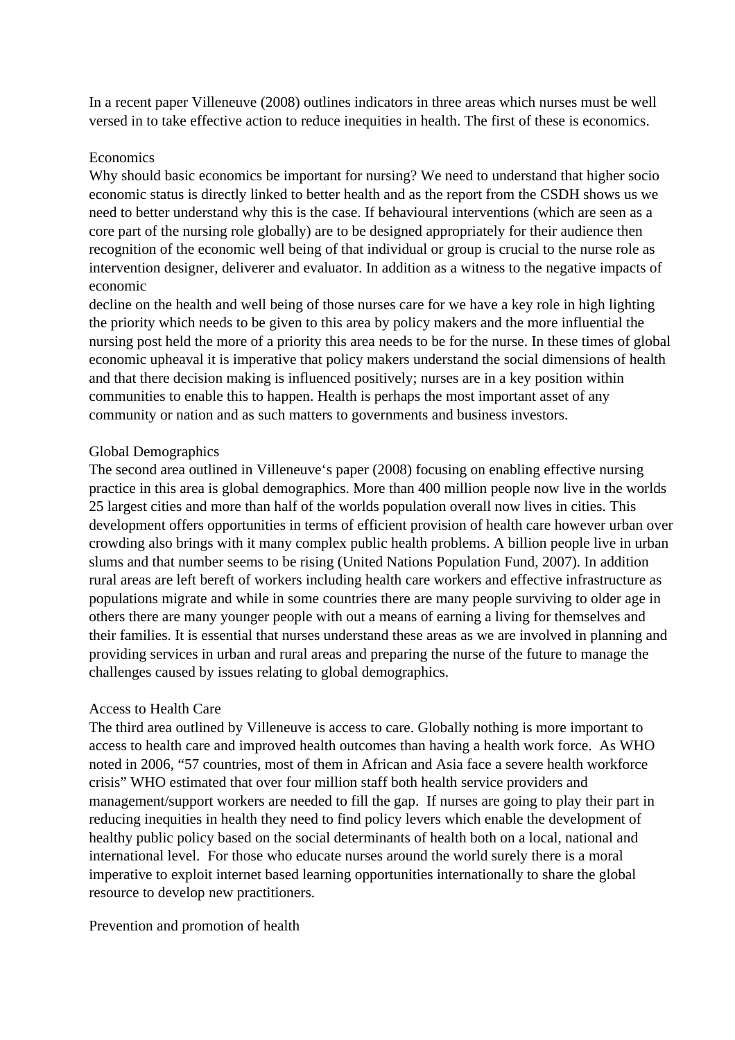In a recent paper Villeneuve (2008) outlines indicators in three areas which nurses must be well versed in to take effective action to reduce inequities in health. The first of these is economics.

## Economics

Why should basic economics be important for nursing? We need to understand that higher socio economic status is directly linked to better health and as the report from the CSDH shows us we need to better understand why this is the case. If behavioural interventions (which are seen as a core part of the nursing role globally) are to be designed appropriately for their audience then recognition of the economic well being of that individual or group is crucial to the nurse role as intervention designer, deliverer and evaluator. In addition as a witness to the negative impacts of economic decline on the health and well being of those nurses care for we have a key role in high lighting the priority which needs to be given to this area by policy makers and the more influential the nursing post held the more of a priority this area needs to be for the nurse. In these times of global economic upheaval it is imperative that policy makers understand the social dimensions of health and that there decision making is influenced positively; nurses are in a key position within communities to enable this to happen. Health is perhaps the most important asset of any community or nation and as such matters to governments and business investors.

## Global Demographics

The second area outlined in Villeneuve's paper (2008) focusing on enabling effective nursing practice in this area is global demographics. More than 400 million people now live in the worlds 25 largest cities and more than half of the worlds population overall now lives in cities. This development offers opportunities in terms of efficient provision of health care however urban over crowding also brings with it many complex public health problems. A billion people live in urban slums and that number seems to be rising (United Nations Population Fund, 2007). In addition rural areas are left bereft of workers including health care workers and effective infrastructure as populations migrate and while in some countries there are many people surviving to older age in others there are many younger people with out a means of earning a living for themselves and their families. It is essential that nurses understand these areas as we are involved in planning and providing services in urban and rural areas and preparing the nurse of the future to manage the challenges caused by issues relating to global demographics.

## Access to Health Care

The third area outlined by Villeneuve is access to care. Globally nothing is more important to access to health care and improved health outcomes than having a health work force. As WHO noted in 2006, "57 countries, most of them in African and Asia face a severe health workforce crisis" WHO estimated that over four million staff both health service providers and management/support workers are needed to fill the gap. If nurses are going to play their part in reducing inequities in health they need to find policy levers which enable the development of healthy public policy based on the social determinants of health both on a local, national and international level. For those who educate nurses around the world surely there is a moral imperative to exploit internet based learning opportunities internationally to share the global resource to develop new practitioners.

## Prevention and promotion of health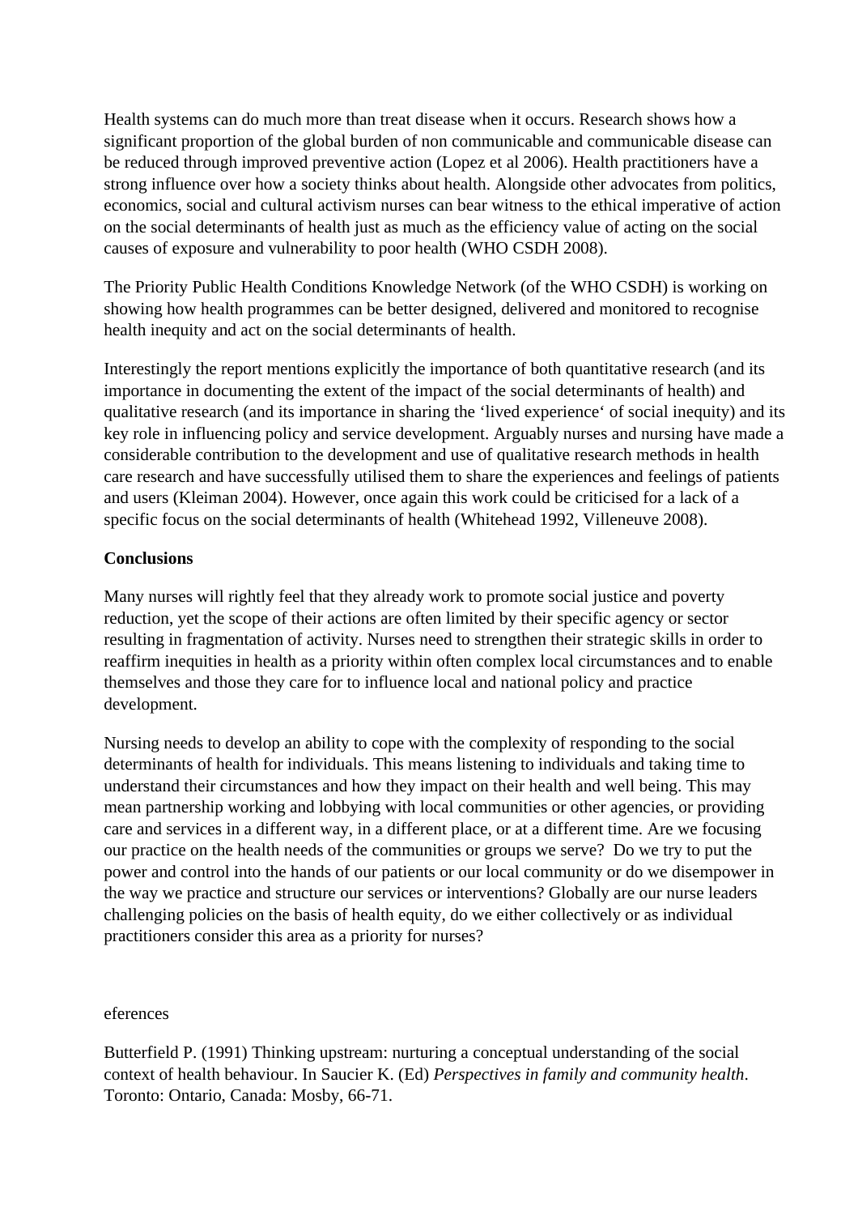Health systems can do much more than treat disease when it occurs. Research shows how a significant proportion of the global burden of non communicable and communicable disease can be reduced through improved preventive action (Lopez et al 2006). Health practitioners have a strong influence over how a society thinks about health. Alongside other advocates from politics, economics, social and cultural activism nurses can bear witness to the ethical imperative of action on the social determinants of health just as much as the efficiency value of acting on the social causes of exposure and vulnerability to poor health (WHO CSDH 2008).

The Priority Public Health Conditions Knowledge Network (of the WHO CSDH) is working on showing how health programmes can be better designed, delivered and monitored to recognise health inequity and act on the social determinants of health.

Interestingly the report mentions explicitly the importance of both quantitative research (and its importance in documenting the extent of the impact of the social determinants of health) and qualitative research (and its importance in sharing the 'lived experience' of social inequity) and its key role in influencing policy and service development. Arguably nurses and nursing have made a considerable contribution to the development and use of qualitative research methods in health care research and have successfully utilised them to share the experiences and feelings of patients and users (Kleiman 2004). However, once again this work could be criticised for a lack of a specific focus on the social determinants of health (Whitehead 1992, Villeneuve 2008).

**Conclusions**

Many nurses will rightly feel that they already work to promote social justice and poverty reduction, yet the scope of their actions are often limited by their specific agency or sector resulting in fragmentation of activity. Nurses need to strengthen their strategic skills in order to reaffirm inequities in health as a priority within often complex local circumstances and to enable themselves and those they care for to influence local and national policy and practice development.

Nursing needs to develop an ability to cope with the complexity of responding to the social determinants of health for individuals. This means listening to individuals and taking time to understand their circumstances and how they impact on their health and well being. This may mean partnership working and lobbying with local communities or other agencies, or providing care and services in a different way, in a different place, or at a different time. Are we focusing our practice on the health needs of the communities or groups we serve? Do we try to put the power and control into the hands of our patients or our local community or do we disempower in the way we practice and structure our services or interventions? Globally are our nurse leaders challenging policies on the basis of health equity, do we either collectively or as individual practitioners consider this area as a priority for nurses?

eferences

Butterfield P. (1991) Thinking upstream: nurturing a conceptual understanding of the social context of health behaviour. In Saucier K. (Ed) *Perspectives in family and community health*. Toronto: Ontario, Canada: Mosby, 66-71.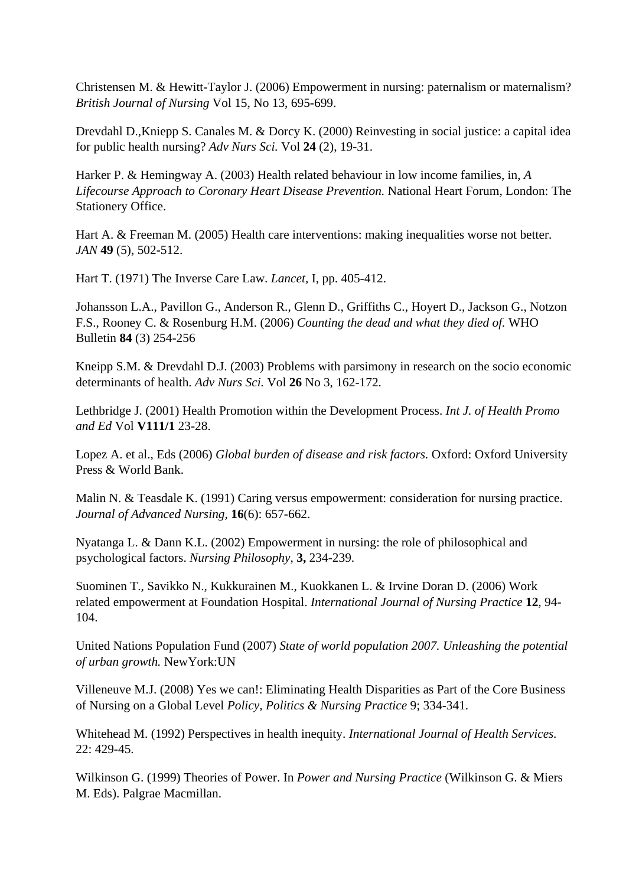Christensen M. & Hewitt-Taylor J. (2006) Empowerment in nursing: paternalism or maternalism? *British Journal of Nursing* Vol 15, No 13, 695-699.

Drevdahl D.,Kniepp S. Canales M. & Dorcy K. (2000) Reinvesting in social justice: a capital idea for public health nursing? *Adv Nurs Sci.* Vol **24** (2), 19-31.

Harker P. & Hemingway A. (2003) Health related behaviour in low income families, in, *A Lifecourse Approach to Coronary Heart Disease Prevention.* National Heart Forum, London: The Stationery Office.

Hart A. & Freeman M. (2005) Health care interventions: making inequalities worse not better. *JAN* **49** (5), 502-512.

Hart T. (1971) The Inverse Care Law. *Lancet,* I, pp. 405-412.

Johansson L.A., Pavillon G., Anderson R., Glenn D., Griffiths C., Hoyert D., Jackson G., Notzon F.S., Rooney C. & Rosenburg H.M. (2006) *Counting the dead and what they died of.* WHO Bulletin **84** (3) 254-256

Kneipp S.M. & Drevdahl D.J. (2003) Problems with parsimony in research on the socio economic determinants of health. *Adv Nurs Sci.* Vol **26** No 3, 162-172.

Lethbridge J. (2001) Health Promotion within the Development Process. *Int J. of Health Promo and Ed* Vol **V111/1** 23-28.

Lopez A. et al., Eds (2006) *Global burden of disease and risk factors.* Oxford: Oxford University Press & World Bank.

Malin N. & Teasdale K. (1991) Caring versus empowerment: consideration for nursing practice. *Journal of Advanced Nursing,* **16**(6): 657-662.

Nyatanga L. & Dann K.L. (2002) Empowerment in nursing: the role of philosophical and psychological factors. *Nursing Philosophy,* **3,** 234-239.

Suominen T., Savikko N., Kukkurainen M., Kuokkanen L. & Irvine Doran D. (2006) Work related empowerment at Foundation Hospital. *International Journal of Nursing Practice* **12**, 94-104.

United Nations Population Fund (2007) *State of world population 2007. Unleashing the potential of urban growth.* NewYork:UN

Villeneuve M.J. (2008) Yes we can!: Eliminating Health Disparities as Part of the Core Business of Nursing on a Global Level *Policy, Politics & Nursing Practice* 9; 334-341.

Whitehead M. (1992) Perspectives in health inequity. *International Journal of Health Services.* 22: 429-45.

Wilkinson G. (1999) Theories of Power. In *Power and Nursing Practice* (Wilkinson G. & Miers M. Eds). Palgrae Macmillan.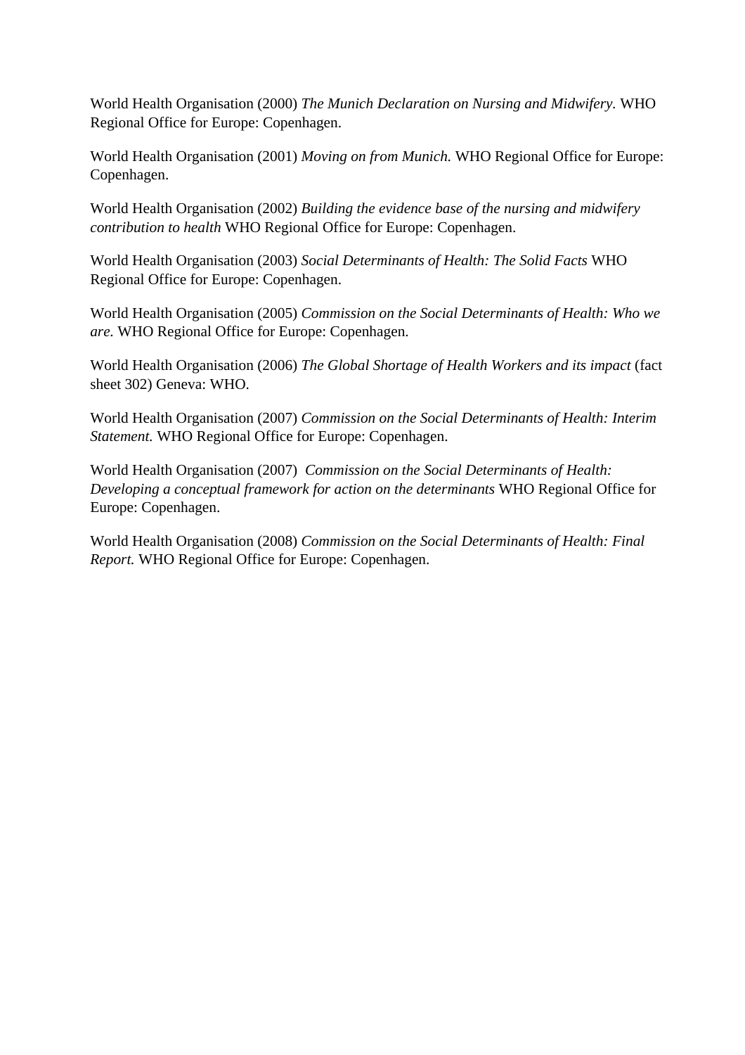World Health Organisation (2000) *The Munich Declaration on Nursing and Midwifery.* WHO Regional Office for Europe: Copenhagen.

World Health Organisation (2001) *Moving on from Munich.* WHO Regional Office for Europe: Copenhagen.

World Health Organisation (2002) *Building the evidence base of the nursing and midwifery contribution to health* WHO Regional Office for Europe: Copenhagen.

World Health Organisation (2003) *Social Determinants of Health: The Solid Facts* WHO Regional Office for Europe: Copenhagen.

World Health Organisation (2005) *Commission on the Social Determinants of Health: Who we are.* WHO Regional Office for Europe: Copenhagen.

World Health Organisation (2006) *The Global Shortage of Health Workers and its impact* (fact sheet 302) Geneva: WHO.

World Health Organisation (2007) *Commission on the Social Determinants of Health: Interim Statement.* WHO Regional Office for Europe: Copenhagen.

World Health Organisation (2007) *Commission on the Social Determinants of Health: Developing a conceptual framework for action on the determinants* WHO Regional Office for Europe: Copenhagen.

World Health Organisation (2008) *Commission on the Social Determinants of Health: Final Report.* WHO Regional Office for Europe: Copenhagen.